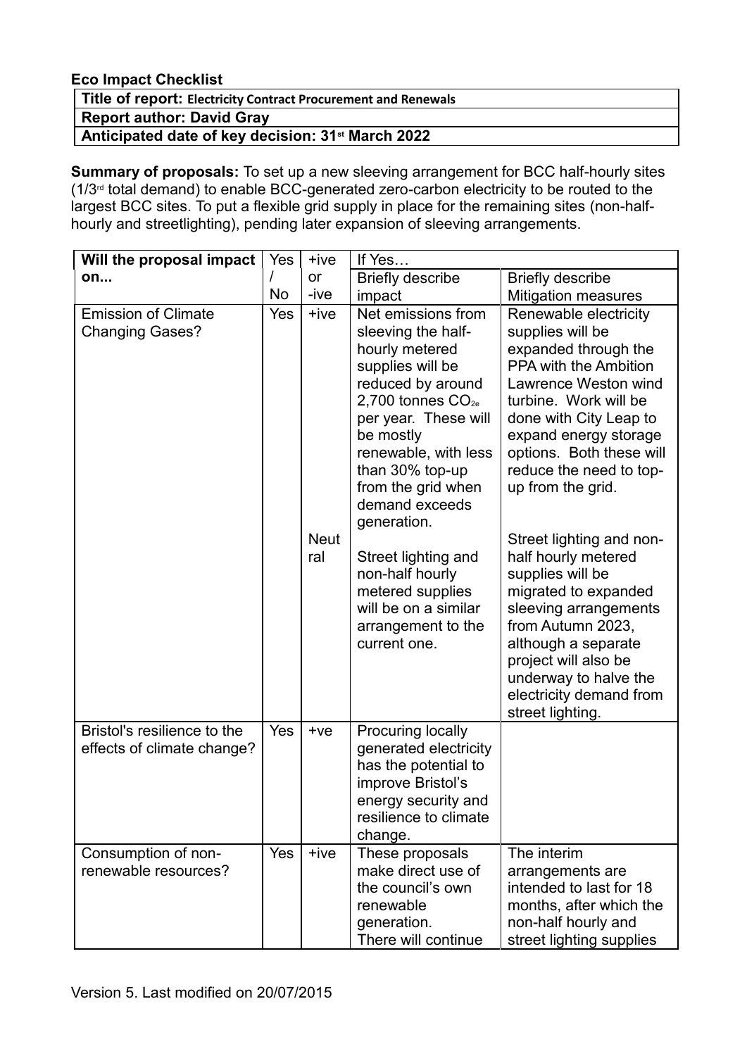**Eco Impact Checklist**

| | |
|---|---|
| **Title of report:** **Electricity Contract Procurement and Renewals** | |
| **Report author: David Gray** | |
| **Anticipated date of key decision: 31st March 2022** | |

**Summary of proposals:** To set up a new sleeving arrangement for BCC half-hourly sites (1/3rd total demand) to enable BCC-generated zero-carbon electricity to be routed to the largest BCC sites. To put a flexible grid supply in place for the remaining sites (non-half-hourly and streetlighting), pending later expansion of sleeving arrangements.

| **Will the proposal impact on...** | Yes / No | +ive or -ive | If Yes… Briefly describe impact | Briefly describe Mitigation measures |
|---|---|---|---|---|
| Emission of Climate Changing Gases? | Yes | +ive | Net emissions from sleeving the half-hourly metered supplies will be reduced by around 2,700 tonnes $CO_{2e}$ per year. These will be mostly renewable, with less than 30% top-up from the grid when demand exceeds generation. | Renewable electricity supplies will be expanded through the PPA with the Ambition Lawrence Weston wind turbine. Work will be done with City Leap to expand energy storage options. Both these will reduce the need to top-up from the grid. |
| | | Neutral | Street lighting and non-half hourly metered supplies will be on a similar arrangement to the current one. | Street lighting and non-half hourly metered supplies will be migrated to expanded sleeving arrangements from Autumn 2023, although a separate project will also be underway to halve the electricity demand from street lighting. |
| Bristol's resilience to the effects of climate change? | Yes | +ve | Procuring locally generated electricity has the potential to improve Bristol's energy security and resilience to climate change. | |
| Consumption of non-renewable resources? | Yes | +ive | These proposals make direct use of the council's own renewable generation. There will continue | The interim arrangements are intended to last for 18 months, after which the non-half hourly and street lighting supplies |

Version 5. Last modified on 20/07/2015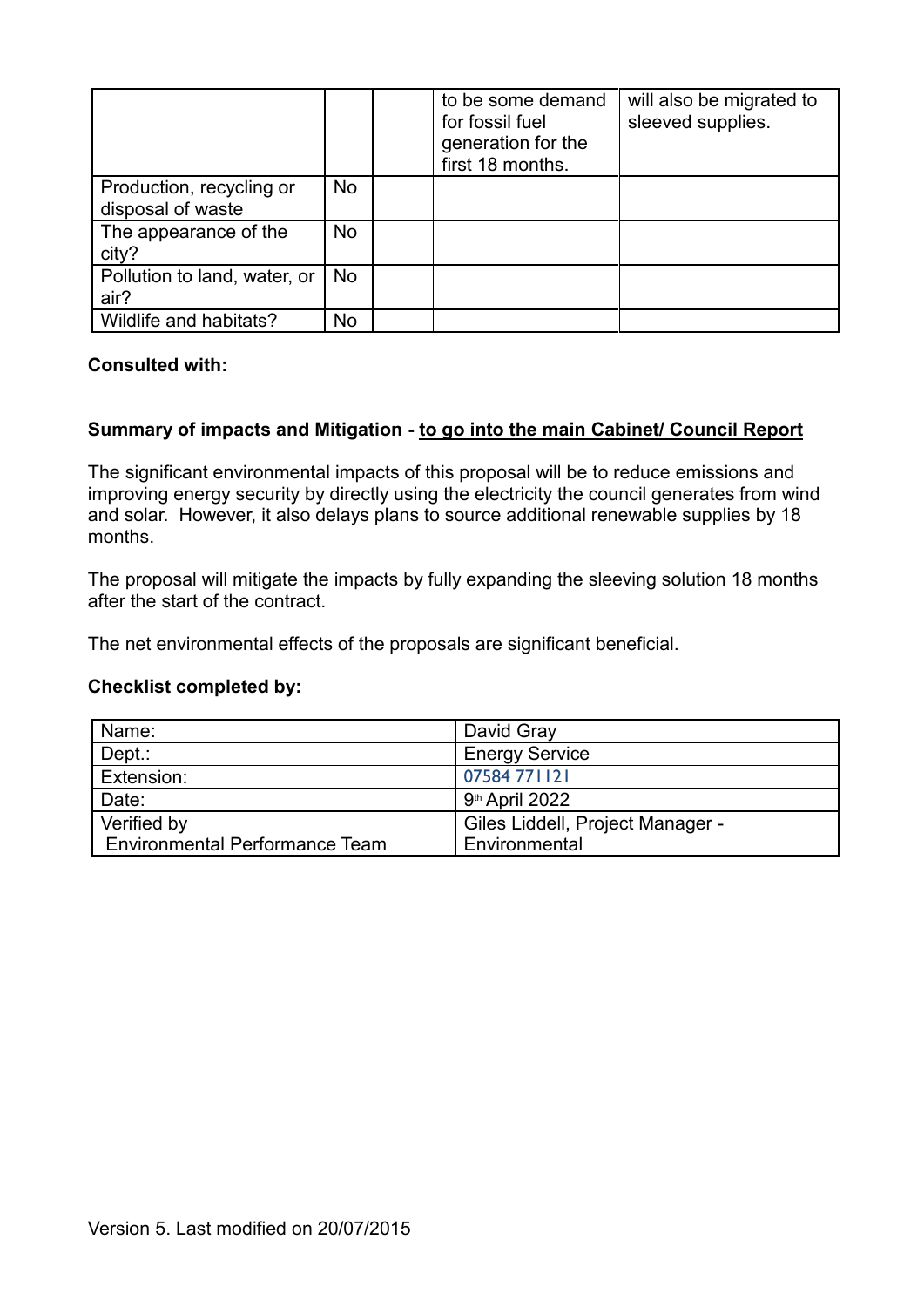| | | | | |
|---|---|---|---|---|
| | | | to be some demand for fossil fuel generation for the first 18 months. | will also be migrated to sleeved supplies. |
| Production, recycling or disposal of waste | No | | | |
| The appearance of the city? | No | | | |
| Pollution to land, water, or air? | No | | | |
| Wildlife and habitats? | No | | | |

**Consulted with:**

**Summary of impacts and Mitigation - to go into the main Cabinet/ Council Report**

The significant environmental impacts of this proposal will be to reduce emissions and improving energy security by directly using the electricity the council generates from wind and solar. However, it also delays plans to source additional renewable supplies by 18 months.

The proposal will mitigate the impacts by fully expanding the sleeving solution 18 months after the start of the contract.

The net environmental effects of the proposals are significant beneficial.

**Checklist completed by:**

| | |
|---|---|
| Name: | David Gray |
| Dept.: | Energy Service |
| Extension: | 07584 771121 |
| Date: | 9th April 2022 |
| Verified by Environmental Performance Team | Giles Liddell, Project Manager - Environmental |

Version 5. Last modified on 20/07/2015